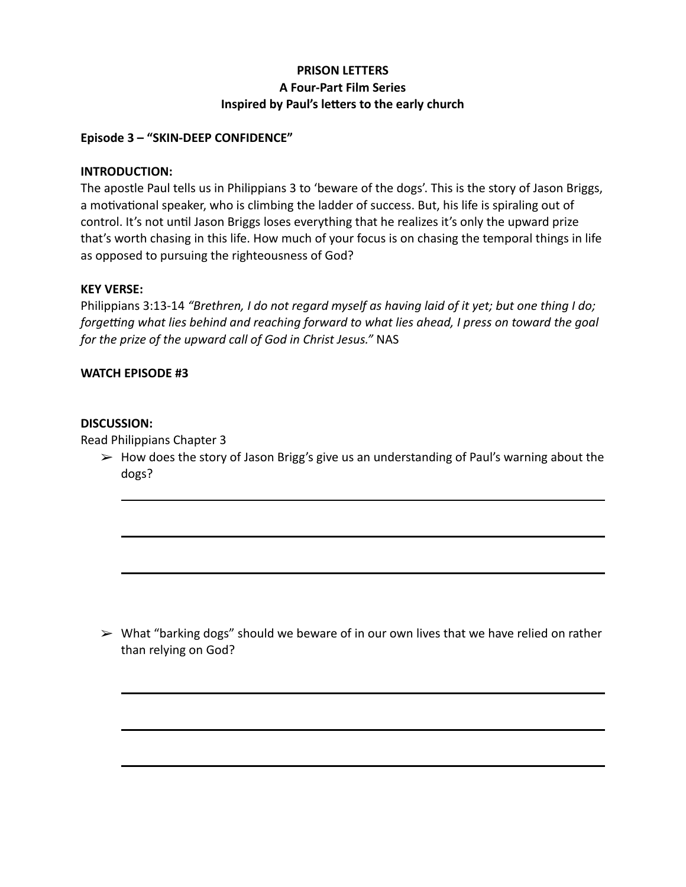**PRISON LETTERS**
**A Four-Part Film Series**
**Inspired by Paul's letters to the early church**

**Episode 3 – "SKIN-DEEP CONFIDENCE"**

**INTRODUCTION:**
The apostle Paul tells us in Philippians 3 to 'beware of the dogs'. This is the story of Jason Briggs, a motivational speaker, who is climbing the ladder of success. But, his life is spiraling out of control. It's not until Jason Briggs loses everything that he realizes it's only the upward prize that's worth chasing in this life. How much of your focus is on chasing the temporal things in life as opposed to pursuing the righteousness of God?

**KEY VERSE:**
Philippians 3:13-14 *"Brethren, I do not regard myself as having laid of it yet; but one thing I do; forgetting what lies behind and reaching forward to what lies ahead, I press on toward the goal for the prize of the upward call of God in Christ Jesus."* NAS

**WATCH EPISODE #3**

**DISCUSSION:**
Read Philippians Chapter 3

- How does the story of Jason Brigg's give us an understanding of Paul's warning about the dogs?

  ______________________________________________

  ______________________________________________

  ______________________________________________

- What "barking dogs" should we beware of in our own lives that we have relied on rather than relying on God?

  ______________________________________________

  ______________________________________________

  ______________________________________________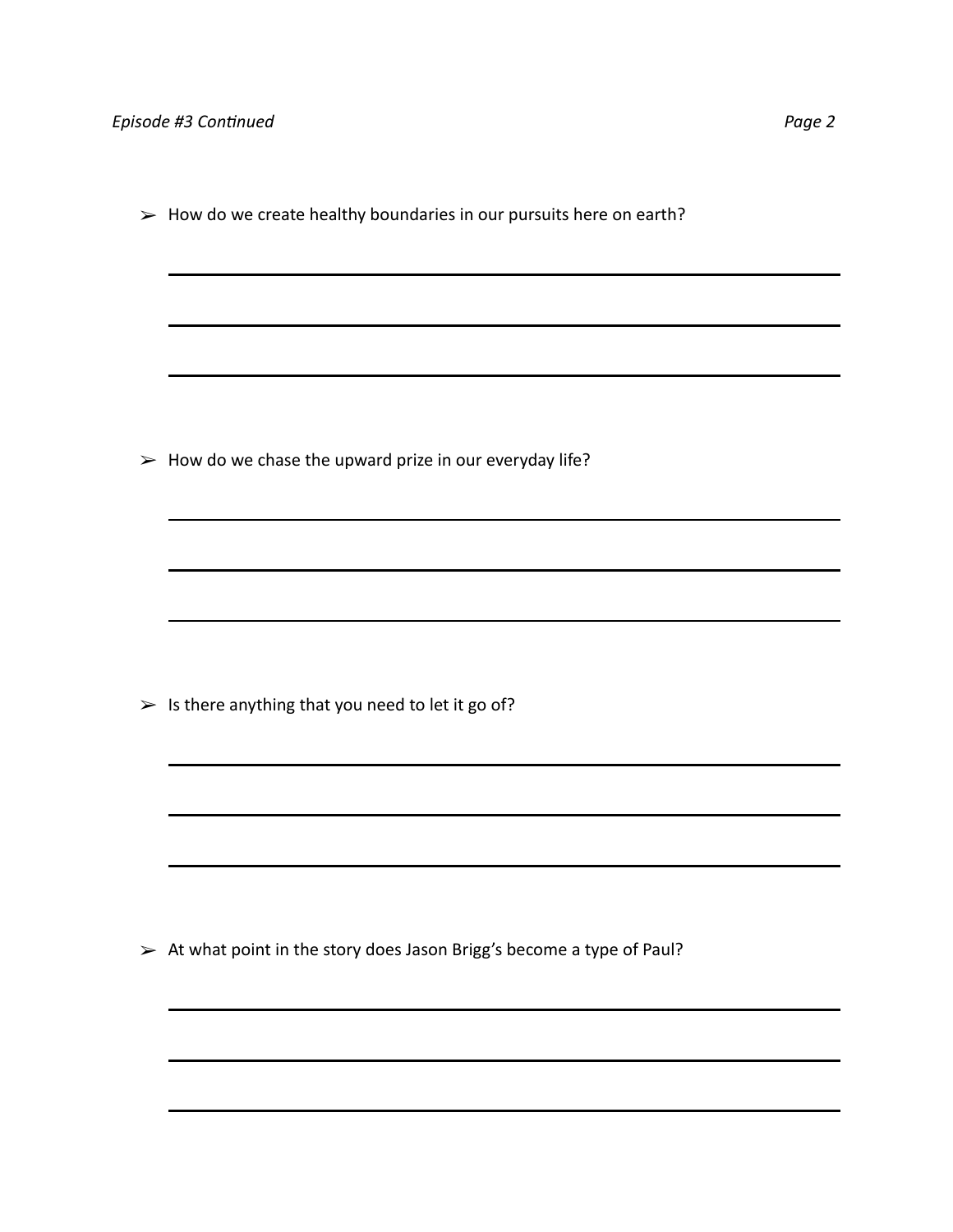*Episode #3 Continued*

- How do we create healthy boundaries in our pursuits here on earth?

___

___

___

- How do we chase the upward prize in our everyday life?

___

___

___

- Is there anything that you need to let it go of?

___

___

___

- At what point in the story does Jason Brigg's become a type of Paul?

___

___

___